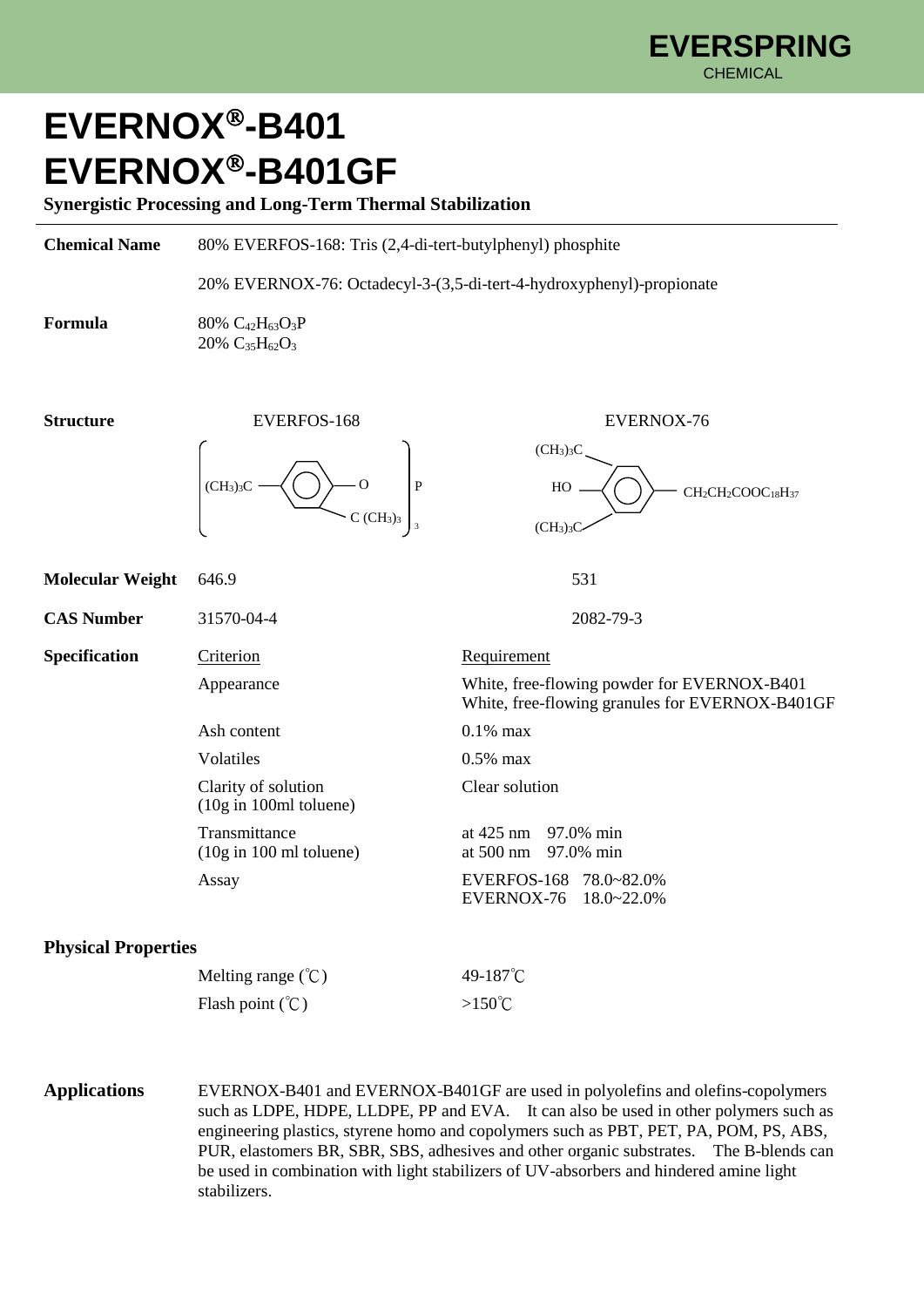EVERSPRING
CHEMICAL

# EVERNOX®-B401
# EVERNOX®-B401GF

**Synergistic Processing and Long-Term Thermal Stabilization**

---

**Chemical Name**

80% EVERFOS-168: Tris (2,4-di-tert-butylphenyl) phosphite

20% EVERNOX-76: Octadecyl-3-(3,5-di-tert-4-hydroxyphenyl)-propionate

**Formula**

80% $C_{42}H_{63}O_3P$
20% $C_{35}H_{62}O_3$

**Structure**

EVERFOS-168: $[(CH_3)_3C\text{–}C_6H_3(C(CH_3)_3)\text{–}O]_3P$

EVERNOX-76: $HO\text{–}C_6H_2(C(CH_3)_3)_2\text{–}CH_2CH_2COOC_{18}H_{37}$

| | EVERFOS-168 | EVERNOX-76 |
|---|---|---|
| **Molecular Weight** | 646.9 | 531 |
| **CAS Number** | 31570-04-4 | 2082-79-3 |

**Specification**

| Criterion | Requirement |
|---|---|
| Appearance | White, free-flowing powder for EVERNOX-B401<br>White, free-flowing granules for EVERNOX-B401GF |
| Ash content | 0.1% max |
| Volatiles | 0.5% max |
| Clarity of solution (10g in 100ml toluene) | Clear solution |
| Transmittance (10g in 100 ml toluene) | at 425 nm 97.0% min<br>at 500 nm 97.0% min |
| Assay | EVERFOS-168 78.0~82.0%<br>EVERNOX-76 18.0~22.0% |

**Physical Properties**

| | |
|---|---|
| Melting range (℃) | 49-187℃ |
| Flash point (℃) | >150℃ |

**Applications**

EVERNOX-B401 and EVERNOX-B401GF are used in polyolefins and olefins-copolymers such as LDPE, HDPE, LLDPE, PP and EVA. It can also be used in other polymers such as engineering plastics, styrene homo and copolymers such as PBT, PET, PA, POM, PS, ABS, PUR, elastomers BR, SBR, SBS, adhesives and other organic substrates. The B-blends can be used in combination with light stabilizers of UV-absorbers and hindered amine light stabilizers.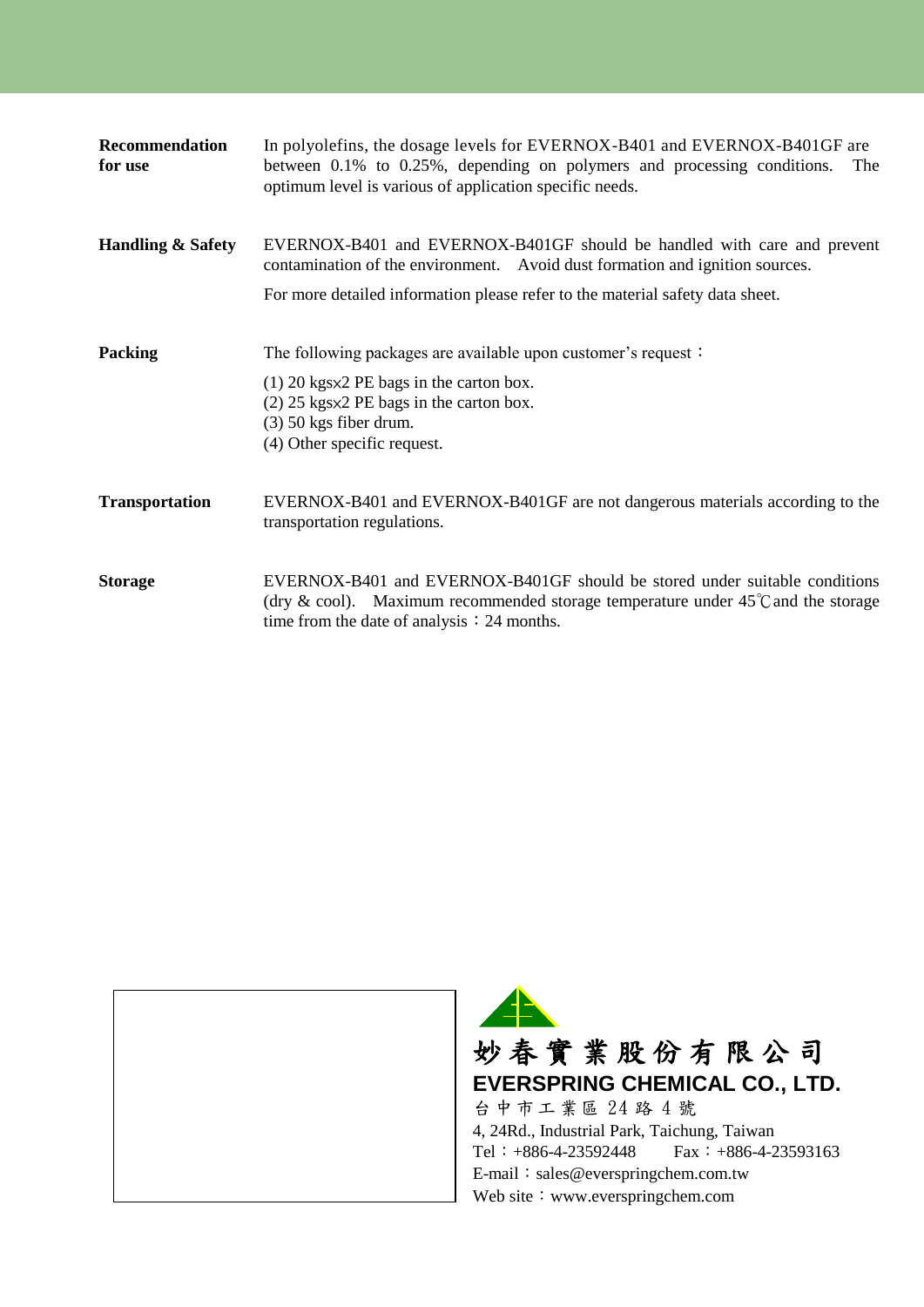**Recommendation for use**

In polyolefins, the dosage levels for EVERNOX-B401 and EVERNOX-B401GF are between 0.1% to 0.25%, depending on polymers and processing conditions. The optimum level is various of application specific needs.

**Handling & Safety**

EVERNOX-B401 and EVERNOX-B401GF should be handled with care and prevent contamination of the environment. Avoid dust formation and ignition sources.

For more detailed information please refer to the material safety data sheet.

**Packing**

The following packages are available upon customer's request：

(1) 20 kgs×2 PE bags in the carton box.
(2) 25 kgs×2 PE bags in the carton box.
(3) 50 kgs fiber drum.
(4) Other specific request.

**Transportation**

EVERNOX-B401 and EVERNOX-B401GF are not dangerous materials according to the transportation regulations.

**Storage**

EVERNOX-B401 and EVERNOX-B401GF should be stored under suitable conditions (dry & cool). Maximum recommended storage temperature under 45℃ and the storage time from the date of analysis：24 months.

妙春實業股份有限公司

**EVERSPRING CHEMICAL CO., LTD.**

台中市工業區 24 路 4 號

4, 24Rd., Industrial Park, Taichung, Taiwan

Tel：+886-4-23592448 Fax：+886-4-23593163

E-mail：sales@everspringchem.com.tw

Web site：www.everspringchem.com